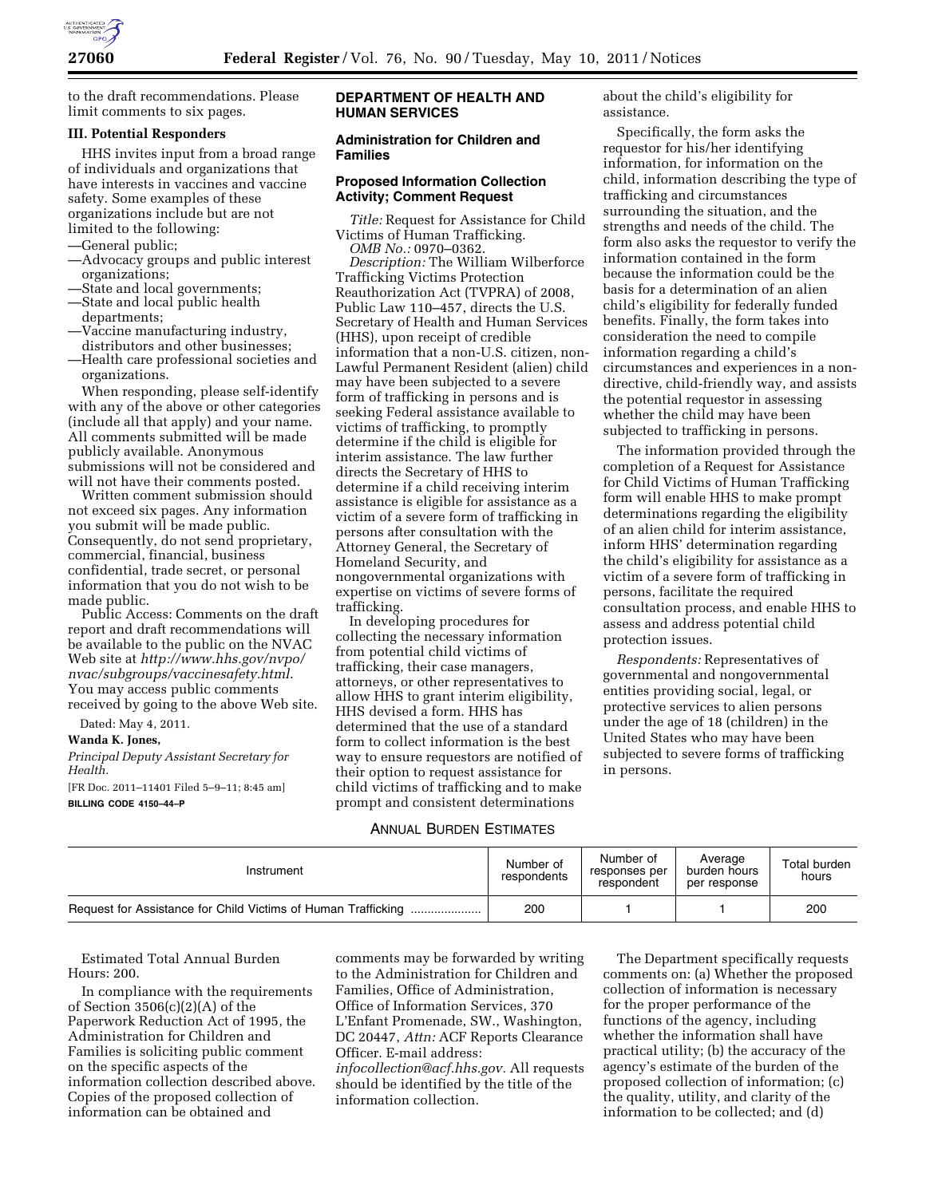to the draft recommendations. Please limit comments to six pages.

### III. Potential Responders

HHS invites input from a broad range of individuals and organizations that have interests in vaccines and vaccine safety. Some examples of these organizations include but are not limited to the following:

—General public;
—Advocacy groups and public interest organizations;
—State and local governments;
—State and local public health departments;
—Vaccine manufacturing industry, distributors and other businesses;
—Health care professional societies and organizations.

When responding, please self-identify with any of the above or other categories (include all that apply) and your name. All comments submitted will be made publicly available. Anonymous submissions will not be considered and will not have their comments posted.

Written comment submission should not exceed six pages. Any information you submit will be made public. Consequently, do not send proprietary, commercial, financial, business confidential, trade secret, or personal information that you do not wish to be made public.

Public Access: Comments on the draft report and draft recommendations will be available to the public on the NVAC Web site at *http://www.hhs.gov/nvpo/nvac/subgroups/vaccinesafety.html*. You may access public comments received by going to the above Web site.

Dated: May 4, 2011.

**Wanda K. Jones,**

*Principal Deputy Assistant Secretary for Health.*

[FR Doc. 2011–11401 Filed 5–9–11; 8:45 am]

**BILLING CODE 4150–44–P**

## DEPARTMENT OF HEALTH AND HUMAN SERVICES

### Administration for Children and Families

### Proposed Information Collection Activity; Comment Request

*Title:* Request for Assistance for Child Victims of Human Trafficking.

*OMB No.:* 0970–0362.

*Description:* The William Wilberforce Trafficking Victims Protection Reauthorization Act (TVPRA) of 2008, Public Law 110–457, directs the U.S. Secretary of Health and Human Services (HHS), upon receipt of credible information that a non-U.S. citizen, non-Lawful Permanent Resident (alien) child may have been subjected to a severe form of trafficking in persons and is seeking Federal assistance available to victims of trafficking, to promptly determine if the child is eligible for interim assistance. The law further directs the Secretary of HHS to determine if a child receiving interim assistance is eligible for assistance as a victim of a severe form of trafficking in persons after consultation with the Attorney General, the Secretary of Homeland Security, and nongovernmental organizations with expertise on victims of severe forms of trafficking.

In developing procedures for collecting the necessary information from potential child victims of trafficking, their case managers, attorneys, or other representatives to allow HHS to grant interim eligibility, HHS devised a form. HHS has determined that the use of a standard form to collect information is the best way to ensure requestors are notified of their option to request assistance for child victims of trafficking and to make prompt and consistent determinations about the child's eligibility for assistance.

Specifically, the form asks the requestor for his/her identifying information, for information on the child, information describing the type of trafficking and circumstances surrounding the situation, and the strengths and needs of the child. The form also asks the requestor to verify the information contained in the form because the information could be the basis for a determination of an alien child's eligibility for federally funded benefits. Finally, the form takes into consideration the need to compile information regarding a child's circumstances and experiences in a non-directive, child-friendly way, and assists the potential requestor in assessing whether the child may have been subjected to trafficking in persons.

The information provided through the completion of a Request for Assistance for Child Victims of Human Trafficking form will enable HHS to make prompt determinations regarding the eligibility of an alien child for interim assistance, inform HHS' determination regarding the child's eligibility for assistance as a victim of a severe form of trafficking in persons, facilitate the required consultation process, and enable HHS to assess and address potential child protection issues.

*Respondents:* Representatives of governmental and nongovernmental entities providing social, legal, or protective services to alien persons under the age of 18 (children) in the United States who may have been subjected to severe forms of trafficking in persons.

ANNUAL BURDEN ESTIMATES

| Instrument | Number of respondents | Number of responses per respondent | Average burden hours per response | Total burden hours |
|---|---|---|---|---|
| Request for Assistance for Child Victims of Human Trafficking | 200 | 1 | 1 | 200 |

Estimated Total Annual Burden Hours: 200.

In compliance with the requirements of Section 3506(c)(2)(A) of the Paperwork Reduction Act of 1995, the Administration for Children and Families is soliciting public comment on the specific aspects of the information collection described above. Copies of the proposed collection of information can be obtained and comments may be forwarded by writing to the Administration for Children and Families, Office of Administration, Office of Information Services, 370 L'Enfant Promenade, SW., Washington, DC 20447, *Attn:* ACF Reports Clearance Officer. E-mail address: *infocollection@acf.hhs.gov*. All requests should be identified by the title of the information collection.

The Department specifically requests comments on: (a) Whether the proposed collection of information is necessary for the proper performance of the functions of the agency, including whether the information shall have practical utility; (b) the accuracy of the agency's estimate of the burden of the proposed collection of information; (c) the quality, utility, and clarity of the information to be collected; and (d)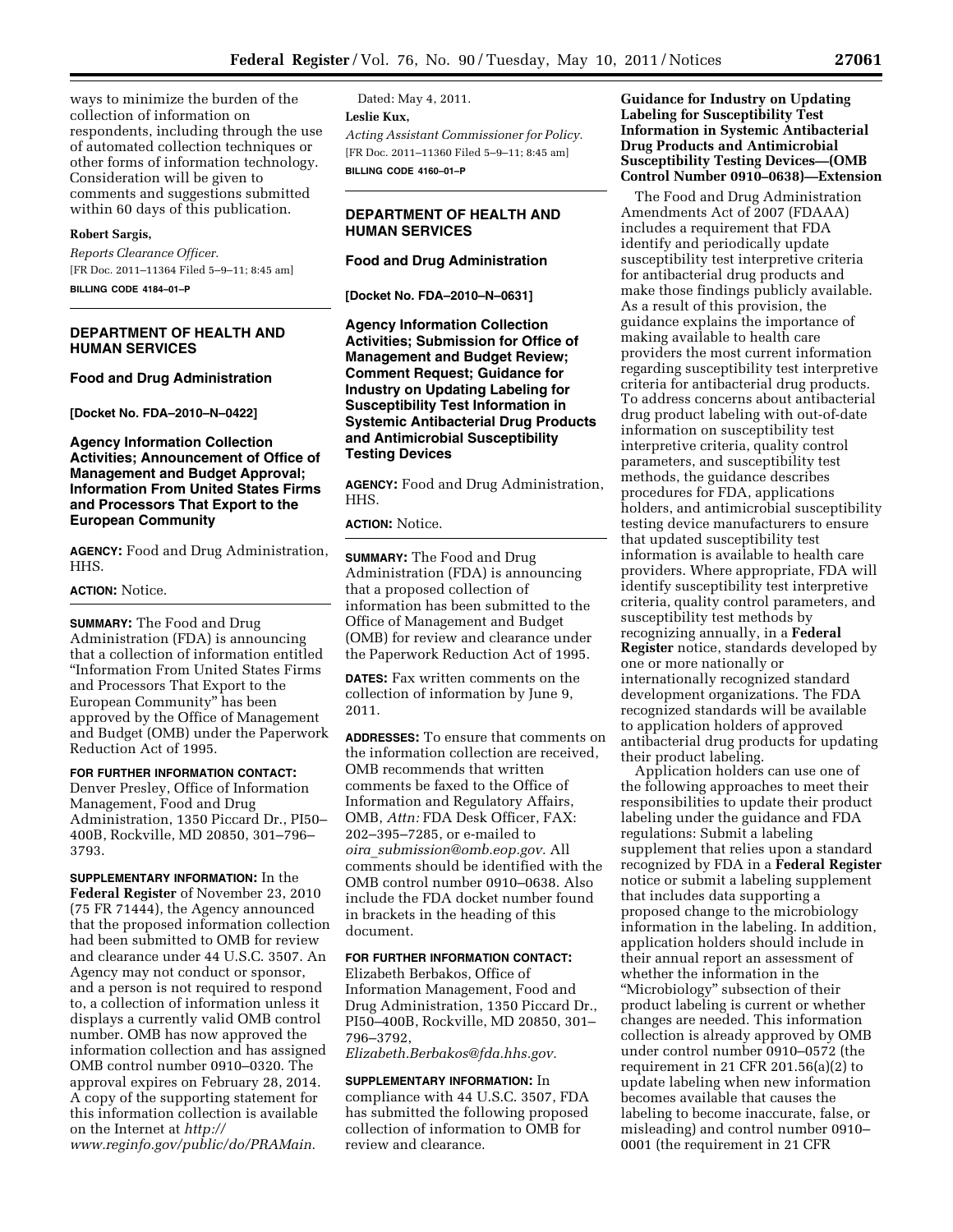ways to minimize the burden of the collection of information on respondents, including through the use of automated collection techniques or other forms of information technology. Consideration will be given to comments and suggestions submitted within 60 days of this publication.

**Robert Sargis,**

*Reports Clearance Officer.*

[FR Doc. 2011–11364 Filed 5–9–11; 8:45 am]

**BILLING CODE 4184–01–P**

---

## DEPARTMENT OF HEALTH AND HUMAN SERVICES

### Food and Drug Administration

**[Docket No. FDA–2010–N–0422]**

### Agency Information Collection Activities; Announcement of Office of Management and Budget Approval; Information From United States Firms and Processors That Export to the European Community

**AGENCY:** Food and Drug Administration, HHS.

**ACTION:** Notice.

**SUMMARY:** The Food and Drug Administration (FDA) is announcing that a collection of information entitled "Information From United States Firms and Processors That Export to the European Community" has been approved by the Office of Management and Budget (OMB) under the Paperwork Reduction Act of 1995.

**FOR FURTHER INFORMATION CONTACT:** Denver Presley, Office of Information Management, Food and Drug Administration, 1350 Piccard Dr., PI50–400B, Rockville, MD 20850, 301–796–3793.

**SUPPLEMENTARY INFORMATION:** In the **Federal Register** of November 23, 2010 (75 FR 71444), the Agency announced that the proposed information collection had been submitted to OMB for review and clearance under 44 U.S.C. 3507. An Agency may not conduct or sponsor, and a person is not required to respond to, a collection of information unless it displays a currently valid OMB control number. OMB has now approved the information collection and has assigned OMB control number 0910–0320. The approval expires on February 28, 2014. A copy of the supporting statement for this information collection is available on the Internet at *http://www.reginfo.gov/public/do/PRAMain.*

Dated: May 4, 2011.

**Leslie Kux,**

*Acting Assistant Commissioner for Policy.*

[FR Doc. 2011–11360 Filed 5–9–11; 8:45 am]

**BILLING CODE 4160–01–P**

---

## DEPARTMENT OF HEALTH AND HUMAN SERVICES

### Food and Drug Administration

**[Docket No. FDA–2010–N–0631]**

### Agency Information Collection Activities; Submission for Office of Management and Budget Review; Comment Request; Guidance for Industry on Updating Labeling for Susceptibility Test Information in Systemic Antibacterial Drug Products and Antimicrobial Susceptibility Testing Devices

**AGENCY:** Food and Drug Administration, HHS.

**ACTION:** Notice.

**SUMMARY:** The Food and Drug Administration (FDA) is announcing that a proposed collection of information has been submitted to the Office of Management and Budget (OMB) for review and clearance under the Paperwork Reduction Act of 1995.

**DATES:** Fax written comments on the collection of information by June 9, 2011.

**ADDRESSES:** To ensure that comments on the information collection are received, OMB recommends that written comments be faxed to the Office of Information and Regulatory Affairs, OMB, *Attn:* FDA Desk Officer, FAX: 202–395–7285, or e-mailed to *oira_submission@omb.eop.gov.* All comments should be identified with the OMB control number 0910–0638. Also include the FDA docket number found in brackets in the heading of this document.

**FOR FURTHER INFORMATION CONTACT:** Elizabeth Berbakos, Office of Information Management, Food and Drug Administration, 1350 Piccard Dr., PI50–400B, Rockville, MD 20850, 301–796–3792, *Elizabeth.Berbakos@fda.hhs.gov.*

**SUPPLEMENTARY INFORMATION:** In compliance with 44 U.S.C. 3507, FDA has submitted the following proposed collection of information to OMB for review and clearance.

**Guidance for Industry on Updating Labeling for Susceptibility Test Information in Systemic Antibacterial Drug Products and Antimicrobial Susceptibility Testing Devices—(OMB Control Number 0910–0638)—Extension**

The Food and Drug Administration Amendments Act of 2007 (FDAAA) includes a requirement that FDA identify and periodically update susceptibility test interpretive criteria for antibacterial drug products and make those findings publicly available. As a result of this provision, the guidance explains the importance of making available to health care providers the most current information regarding susceptibility test interpretive criteria for antibacterial drug products. To address concerns about antibacterial drug product labeling with out-of-date information on susceptibility test interpretive criteria, quality control parameters, and susceptibility test methods, the guidance describes procedures for FDA, applications holders, and antimicrobial susceptibility testing device manufacturers to ensure that updated susceptibility test information is available to health care providers. Where appropriate, FDA will identify susceptibility test interpretive criteria, quality control parameters, and susceptibility test methods by recognizing annually, in a **Federal Register** notice, standards developed by one or more nationally or internationally recognized standard development organizations. The FDA recognized standards will be available to application holders of approved antibacterial drug products for updating their product labeling.

Application holders can use one of the following approaches to meet their responsibilities to update their product labeling under the guidance and FDA regulations: Submit a labeling supplement that relies upon a standard recognized by FDA in a **Federal Register** notice or submit a labeling supplement that includes data supporting a proposed change to the microbiology information in the labeling. In addition, application holders should include in their annual report an assessment of whether the information in the "Microbiology" subsection of their product labeling is current or whether changes are needed. This information collection is already approved by OMB under control number 0910–0572 (the requirement in 21 CFR 201.56(a)(2) to update labeling when new information becomes available that causes the labeling to become inaccurate, false, or misleading) and control number 0910–0001 (the requirement in 21 CFR